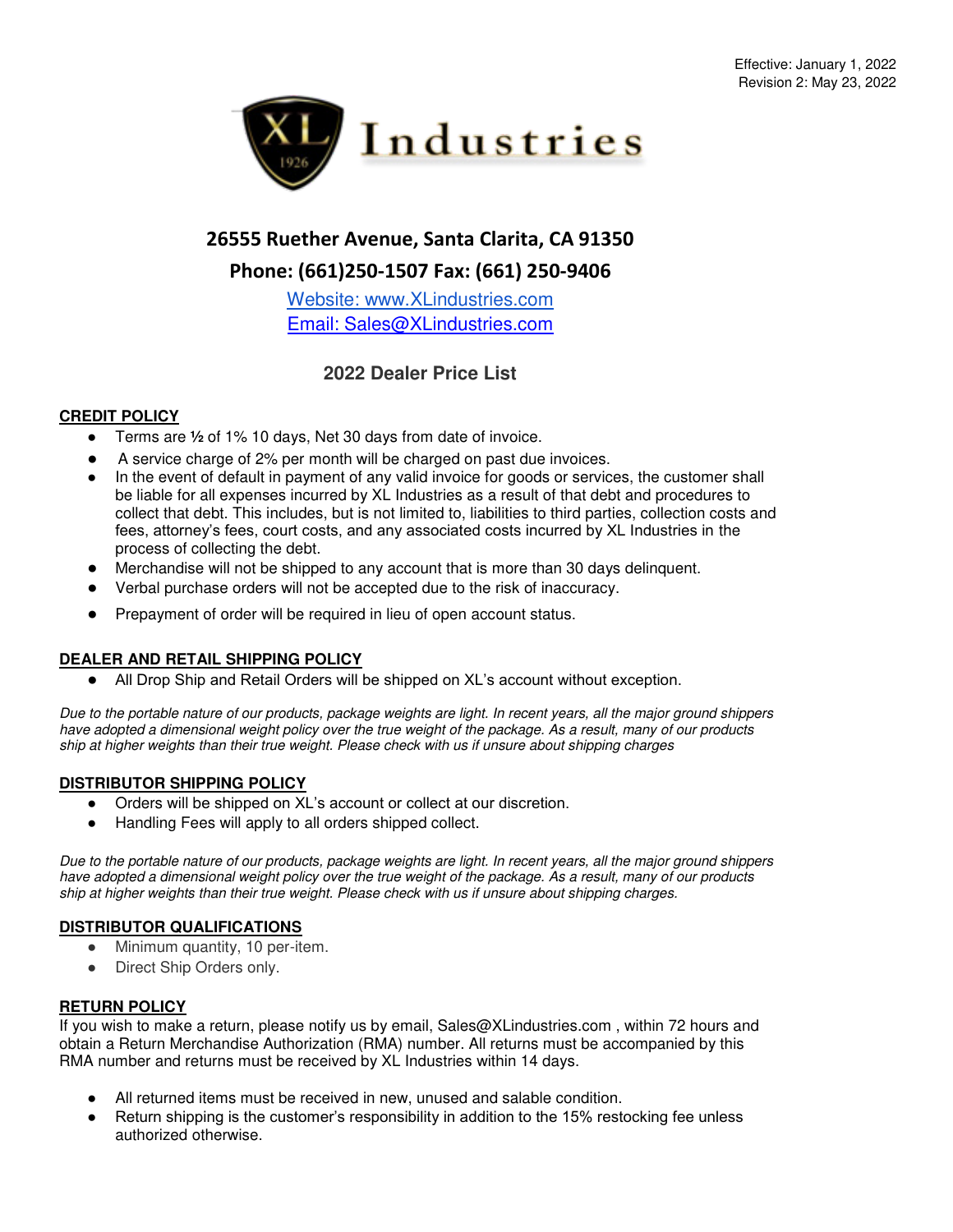Effective: January 1, 2022
Revision 2: May 23, 2022

# XL Industries

**26555 Ruether Avenue, Santa Clarita, CA 91350**

**Phone: (661)250-1507 Fax: (661) 250-9406**

[Website: www.XLindustries.com](http://www.XLindustries.com)
[Email: Sales@XLindustries.com](mailto:Sales@XLindustries.com)

## 2022 Dealer Price List

### CREDIT POLICY

- Terms are ½ of 1% 10 days, Net 30 days from date of invoice.
- A service charge of 2% per month will be charged on past due invoices.
- In the event of default in payment of any valid invoice for goods or services, the customer shall be liable for all expenses incurred by XL Industries as a result of that debt and procedures to collect that debt. This includes, but is not limited to, liabilities to third parties, collection costs and fees, attorney's fees, court costs, and any associated costs incurred by XL Industries in the process of collecting the debt.
- Merchandise will not be shipped to any account that is more than 30 days delinquent.
- Verbal purchase orders will not be accepted due to the risk of inaccuracy.
- Prepayment of order will be required in lieu of open account status.

### DEALER AND RETAIL SHIPPING POLICY

- All Drop Ship and Retail Orders will be shipped on XL's account without exception.

*Due to the portable nature of our products, package weights are light. In recent years, all the major ground shippers have adopted a dimensional weight policy over the true weight of the package. As a result, many of our products ship at higher weights than their true weight. Please check with us if unsure about shipping charges*

### DISTRIBUTOR SHIPPING POLICY

- Orders will be shipped on XL's account or collect at our discretion.
- Handling Fees will apply to all orders shipped collect.

*Due to the portable nature of our products, package weights are light. In recent years, all the major ground shippers have adopted a dimensional weight policy over the true weight of the package. As a result, many of our products ship at higher weights than their true weight. Please check with us if unsure about shipping charges.*

### DISTRIBUTOR QUALIFICATIONS

- Minimum quantity, 10 per-item.
- Direct Ship Orders only.

### RETURN POLICY

If you wish to make a return, please notify us by email, Sales@XLindustries.com , within 72 hours and obtain a Return Merchandise Authorization (RMA) number. All returns must be accompanied by this RMA number and returns must be received by XL Industries within 14 days.

- All returned items must be received in new, unused and salable condition.
- Return shipping is the customer's responsibility in addition to the 15% restocking fee unless authorized otherwise.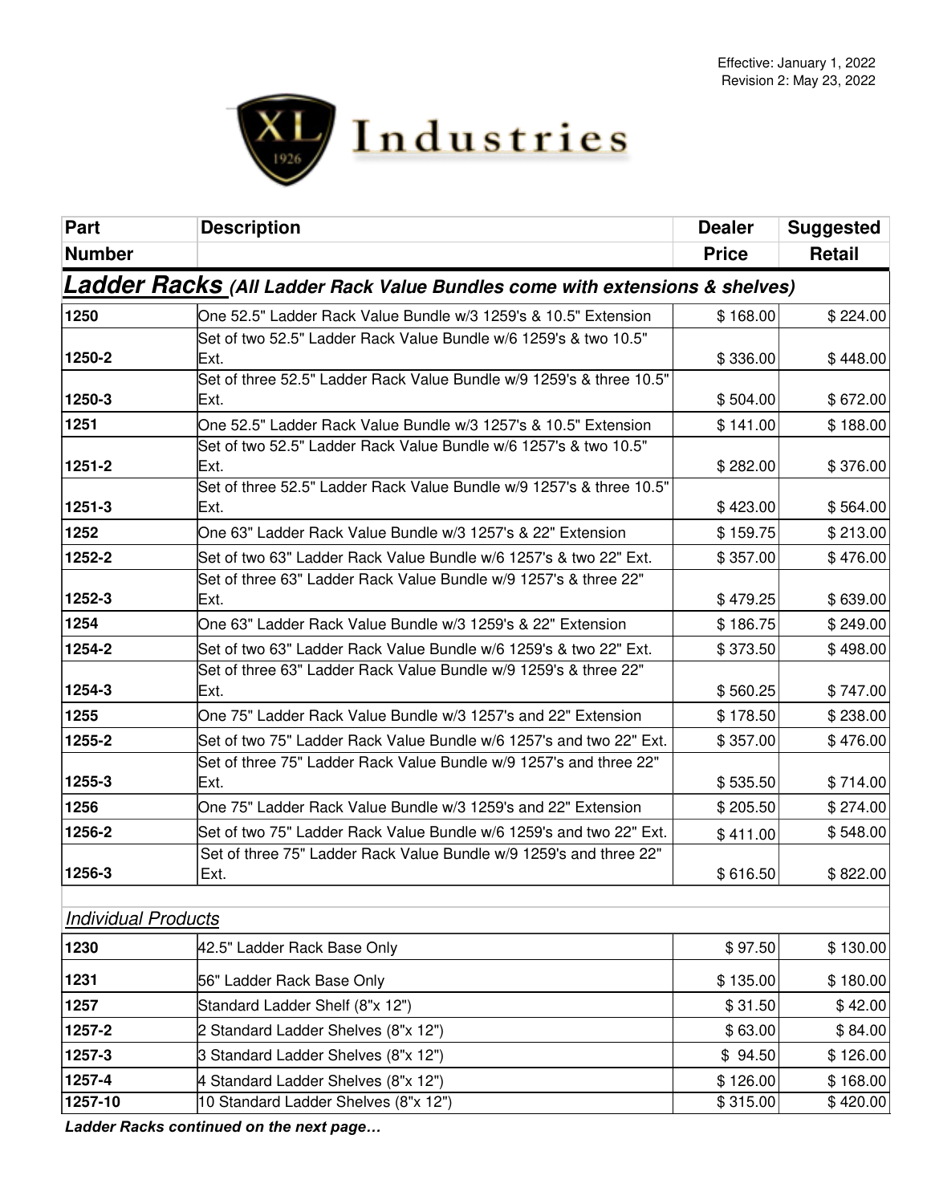Effective: January 1, 2022
Revision 2: May 23, 2022

XL Industries

| Part Number | Description | Dealer Price | Suggested Retail |
|---|---|---|---|
| ***Ladder Racks*** ***(All Ladder Rack Value Bundles come with extensions & shelves)*** | | | |
| **1250** | One 52.5" Ladder Rack Value Bundle w/3 1259's & 10.5" Extension | $ 168.00 | $ 224.00 |
| **1250-2** | Set of two 52.5" Ladder Rack Value Bundle w/6 1259's & two 10.5" Ext. | $ 336.00 | $ 448.00 |
| **1250-3** | Set of three 52.5" Ladder Rack Value Bundle w/9 1259's & three 10.5" Ext. | $ 504.00 | $ 672.00 |
| **1251** | One 52.5" Ladder Rack Value Bundle w/3 1257's & 10.5" Extension | $ 141.00 | $ 188.00 |
| **1251-2** | Set of two 52.5" Ladder Rack Value Bundle w/6 1257's & two 10.5" Ext. | $ 282.00 | $ 376.00 |
| **1251-3** | Set of three 52.5" Ladder Rack Value Bundle w/9 1257's & three 10.5" Ext. | $ 423.00 | $ 564.00 |
| **1252** | One 63" Ladder Rack Value Bundle w/3 1257's & 22" Extension | $ 159.75 | $ 213.00 |
| **1252-2** | Set of two 63" Ladder Rack Value Bundle w/6 1257's & two 22" Ext. | $ 357.00 | $ 476.00 |
| **1252-3** | Set of three 63" Ladder Rack Value Bundle w/9 1257's & three 22" Ext. | $ 479.25 | $ 639.00 |
| **1254** | One 63" Ladder Rack Value Bundle w/3 1259's & 22" Extension | $ 186.75 | $ 249.00 |
| **1254-2** | Set of two 63" Ladder Rack Value Bundle w/6 1259's & two 22" Ext. | $ 373.50 | $ 498.00 |
| **1254-3** | Set of three 63" Ladder Rack Value Bundle w/9 1259's & three 22" Ext. | $ 560.25 | $ 747.00 |
| **1255** | One 75" Ladder Rack Value Bundle w/3 1257's and 22" Extension | $ 178.50 | $ 238.00 |
| **1255-2** | Set of two 75" Ladder Rack Value Bundle w/6 1257's and two 22" Ext. | $ 357.00 | $ 476.00 |
| **1255-3** | Set of three 75" Ladder Rack Value Bundle w/9 1257's and three 22" Ext. | $ 535.50 | $ 714.00 |
| **1256** | One 75" Ladder Rack Value Bundle w/3 1259's and 22" Extension | $ 205.50 | $ 274.00 |
| **1256-2** | Set of two 75" Ladder Rack Value Bundle w/6 1259's and two 22" Ext. | $ 411.00 | $ 548.00 |
| **1256-3** | Set of three 75" Ladder Rack Value Bundle w/9 1259's and three 22" Ext. | $ 616.50 | $ 822.00 |
| | | | |
| *Individual Products* | | | |
| **1230** | 42.5" Ladder Rack Base Only | $ 97.50 | $ 130.00 |
| **1231** | 56" Ladder Rack Base Only | $ 135.00 | $ 180.00 |
| **1257** | Standard Ladder Shelf (8"x 12") | $ 31.50 | $ 42.00 |
| **1257-2** | 2 Standard Ladder Shelves (8"x 12") | $ 63.00 | $ 84.00 |
| **1257-3** | 3 Standard Ladder Shelves (8"x 12") | $ 94.50 | $ 126.00 |
| **1257-4** | 4 Standard Ladder Shelves (8"x 12") | $ 126.00 | $ 168.00 |
| **1257-10** | 10 Standard Ladder Shelves (8"x 12") | $ 315.00 | $ 420.00 |

***Ladder Racks continued on the next page…***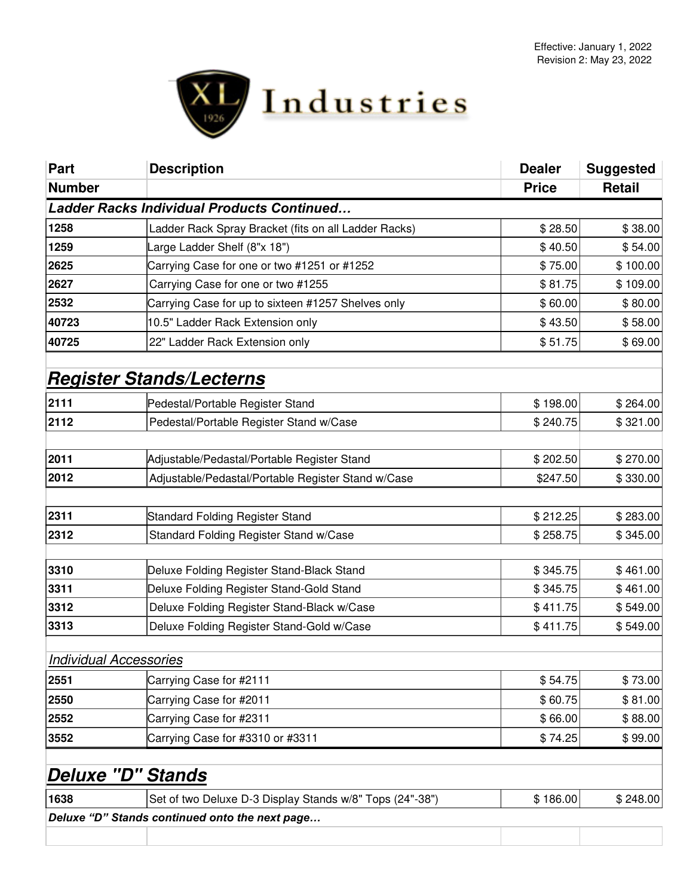Effective: January 1, 2022
Revision 2: May 23, 2022

XL Industries

| Part Number | Description | Dealer Price | Suggested Retail |
|---|---|---|---|
| ***Ladder Racks Individual Products Continued…*** | | | |
| **1258** | Ladder Rack Spray Bracket (fits on all Ladder Racks) | $ 28.50 | $ 38.00 |
| **1259** | Large Ladder Shelf (8"x 18") | $ 40.50 | $ 54.00 |
| **2625** | Carrying Case for one or two #1251 or #1252 | $ 75.00 | $ 100.00 |
| **2627** | Carrying Case for one or two #1255 | $ 81.75 | $ 109.00 |
| **2532** | Carrying Case for up to sixteen #1257 Shelves only | $ 60.00 | $ 80.00 |
| **40723** | 10.5" Ladder Rack Extension only | $ 43.50 | $ 58.00 |
| **40725** | 22" Ladder Rack Extension only | $ 51.75 | $ 69.00 |
| | | | |
| ***Register Stands/Lecterns*** | | | |
| **2111** | Pedestal/Portable Register Stand | $ 198.00 | $ 264.00 |
| **2112** | Pedestal/Portable Register Stand w/Case | $ 240.75 | $ 321.00 |
| | | | |
| **2011** | Adjustable/Pedastal/Portable Register Stand | $ 202.50 | $ 270.00 |
| **2012** | Adjustable/Pedastal/Portable Register Stand w/Case | $247.50 | $ 330.00 |
| | | | |
| **2311** | Standard Folding Register Stand | $ 212.25 | $ 283.00 |
| **2312** | Standard Folding Register Stand w/Case | $ 258.75 | $ 345.00 |
| | | | |
| **3310** | Deluxe Folding Register Stand-Black Stand | $ 345.75 | $ 461.00 |
| **3311** | Deluxe Folding Register Stand-Gold Stand | $ 345.75 | $ 461.00 |
| **3312** | Deluxe Folding Register Stand-Black w/Case | $ 411.75 | $ 549.00 |
| **3313** | Deluxe Folding Register Stand-Gold w/Case | $ 411.75 | $ 549.00 |
| | | | |
| *Individual Accessories* | | | |
| **2551** | Carrying Case for #2111 | $ 54.75 | $ 73.00 |
| **2550** | Carrying Case for #2011 | $ 60.75 | $ 81.00 |
| **2552** | Carrying Case for #2311 | $ 66.00 | $ 88.00 |
| **3552** | Carrying Case for #3310 or #3311 | $ 74.25 | $ 99.00 |
| | | | |
| ***Deluxe "D" Stands*** | | | |
| **1638** | Set of two Deluxe D-3 Display Stands w/8" Tops (24"-38") | $ 186.00 | $ 248.00 |
| ***Deluxe "D" Stands continued onto the next page…*** | | | |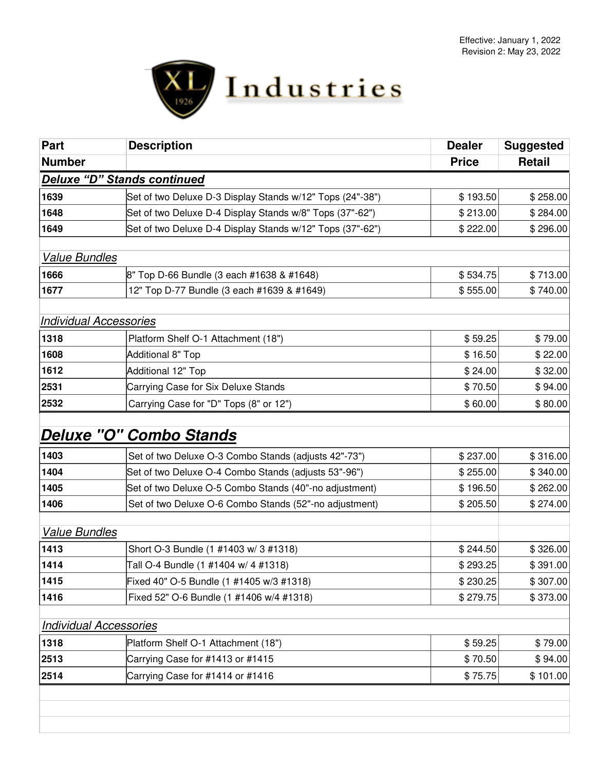Effective: January 1, 2022
Revision 2: May 23, 2022

XL Industries

| Part Number | Description | Dealer Price | Suggested Retail |
|---|---|---|---|
| ***Deluxe "D" Stands continued*** | | | |
| **1639** | Set of two Deluxe D-3 Display Stands w/12" Tops (24"-38") | $ 193.50 | $ 258.00 |
| **1648** | Set of two Deluxe D-4 Display Stands w/8" Tops (37"-62") | $ 213.00 | $ 284.00 |
| **1649** | Set of two Deluxe D-4 Display Stands w/12" Tops (37"-62") | $ 222.00 | $ 296.00 |
| *Value Bundles* | | | |
| **1666** | 8" Top D-66 Bundle (3 each #1638 & #1648) | $ 534.75 | $ 713.00 |
| **1677** | 12" Top D-77 Bundle (3 each #1639 & #1649) | $ 555.00 | $ 740.00 |
| *Individual Accessories* | | | |
| **1318** | Platform Shelf O-1 Attachment (18") | $ 59.25 | $ 79.00 |
| **1608** | Additional 8" Top | $ 16.50 | $ 22.00 |
| **1612** | Additional 12" Top | $ 24.00 | $ 32.00 |
| **2531** | Carrying Case for Six Deluxe Stands | $ 70.50 | $ 94.00 |
| **2532** | Carrying Case for "D" Tops (8" or 12") | $ 60.00 | $ 80.00 |

## Deluxe "O" Combo Stands

| Part Number | Description | Dealer Price | Suggested Retail |
|---|---|---|---|
| **1403** | Set of two Deluxe O-3 Combo Stands (adjusts 42"-73") | $ 237.00 | $ 316.00 |
| **1404** | Set of two Deluxe O-4 Combo Stands (adjusts 53"-96") | $ 255.00 | $ 340.00 |
| **1405** | Set of two Deluxe O-5 Combo Stands (40"-no adjustment) | $ 196.50 | $ 262.00 |
| **1406** | Set of two Deluxe O-6 Combo Stands (52"-no adjustment) | $ 205.50 | $ 274.00 |
| *Value Bundles* | | | |
| **1413** | Short O-3 Bundle (1 #1403 w/ 3 #1318) | $ 244.50 | $ 326.00 |
| **1414** | Tall O-4 Bundle (1 #1404 w/ 4 #1318) | $ 293.25 | $ 391.00 |
| **1415** | Fixed 40" O-5 Bundle (1 #1405 w/3 #1318) | $ 230.25 | $ 307.00 |
| **1416** | Fixed 52" O-6 Bundle (1 #1406 w/4 #1318) | $ 279.75 | $ 373.00 |
| *Individual Accessories* | | | |
| **1318** | Platform Shelf O-1 Attachment (18") | $ 59.25 | $ 79.00 |
| **2513** | Carrying Case for #1413 or #1415 | $ 70.50 | $ 94.00 |
| **2514** | Carrying Case for #1414 or #1416 | $ 75.75 | $ 101.00 |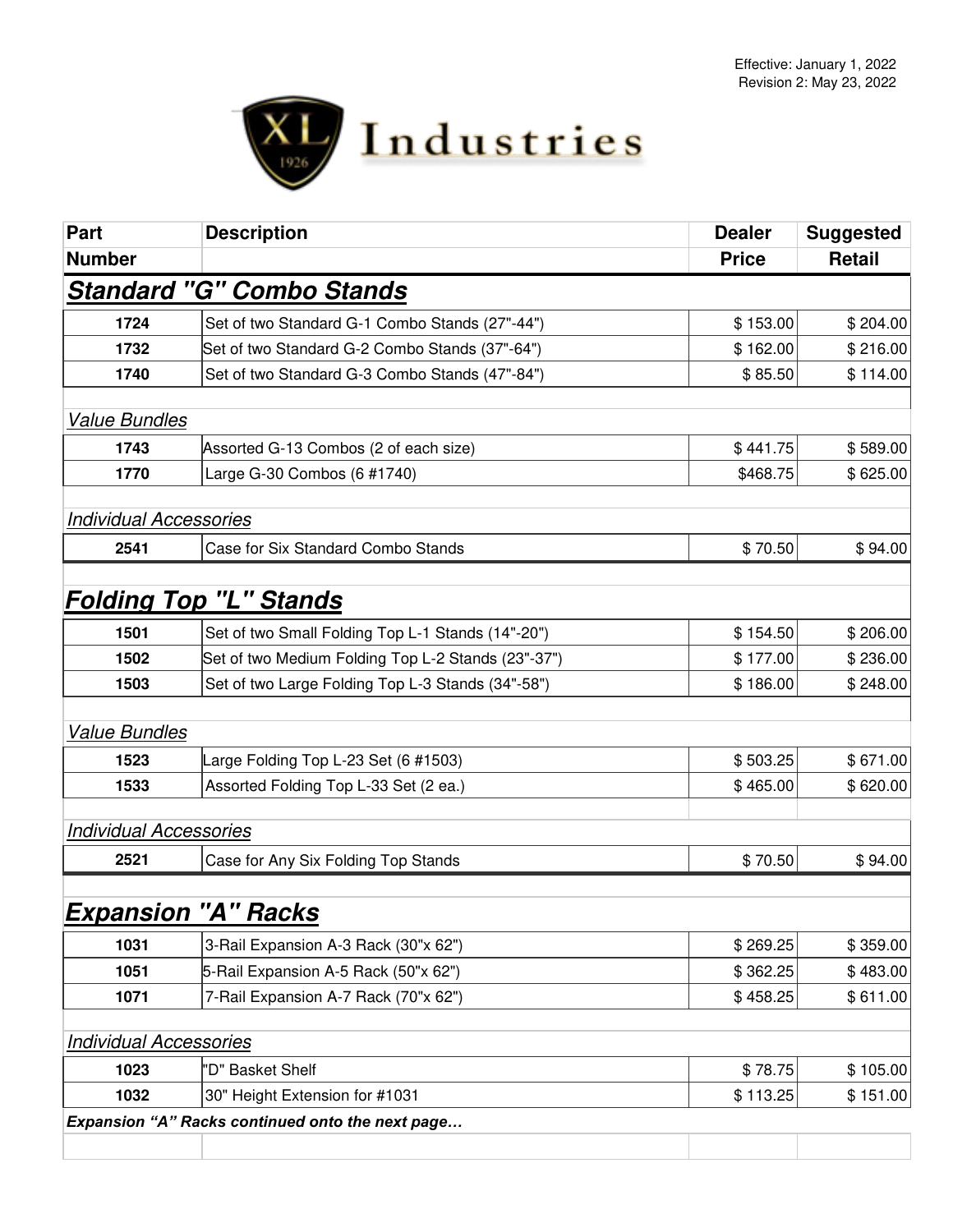Effective: January 1, 2022
Revision 2: May 23, 2022

# XL Industries

| Part Number | Description | Dealer Price | Suggested Retail |
|---|---|---|---|
| ***Standard "G" Combo Stands*** | | | |
| **1724** | Set of two Standard G-1 Combo Stands (27"-44") | $ 153.00 | $ 204.00 |
| **1732** | Set of two Standard G-2 Combo Stands (37"-64") | $ 162.00 | $ 216.00 |
| **1740** | Set of two Standard G-3 Combo Stands (47"-84") | $ 85.50 | $ 114.00 |
| *Value Bundles* | | | |
| **1743** | Assorted G-13 Combos (2 of each size) | $ 441.75 | $ 589.00 |
| **1770** | Large G-30 Combos (6 #1740) | $468.75 | $ 625.00 |
| *Individual Accessories* | | | |
| **2541** | Case for Six Standard Combo Stands | $ 70.50 | $ 94.00 |
| ***Folding Top "L" Stands*** | | | |
| **1501** | Set of two Small Folding Top L-1 Stands (14"-20") | $ 154.50 | $ 206.00 |
| **1502** | Set of two Medium Folding Top L-2 Stands (23"-37") | $ 177.00 | $ 236.00 |
| **1503** | Set of two Large Folding Top L-3 Stands (34"-58") | $ 186.00 | $ 248.00 |
| *Value Bundles* | | | |
| **1523** | Large Folding Top L-23 Set (6 #1503) | $ 503.25 | $ 671.00 |
| **1533** | Assorted Folding Top L-33 Set (2 ea.) | $ 465.00 | $ 620.00 |
| *Individual Accessories* | | | |
| **2521** | Case for Any Six Folding Top Stands | $ 70.50 | $ 94.00 |
| ***Expansion "A" Racks*** | | | |
| **1031** | 3-Rail Expansion A-3 Rack (30"x 62") | $ 269.25 | $ 359.00 |
| **1051** | 5-Rail Expansion A-5 Rack (50"x 62") | $ 362.25 | $ 483.00 |
| **1071** | 7-Rail Expansion A-7 Rack (70"x 62") | $ 458.25 | $ 611.00 |
| *Individual Accessories* | | | |
| **1023** | "D" Basket Shelf | $ 78.75 | $ 105.00 |
| **1032** | 30" Height Extension for #1031 | $ 113.25 | $ 151.00 |

***Expansion "A" Racks continued onto the next page…***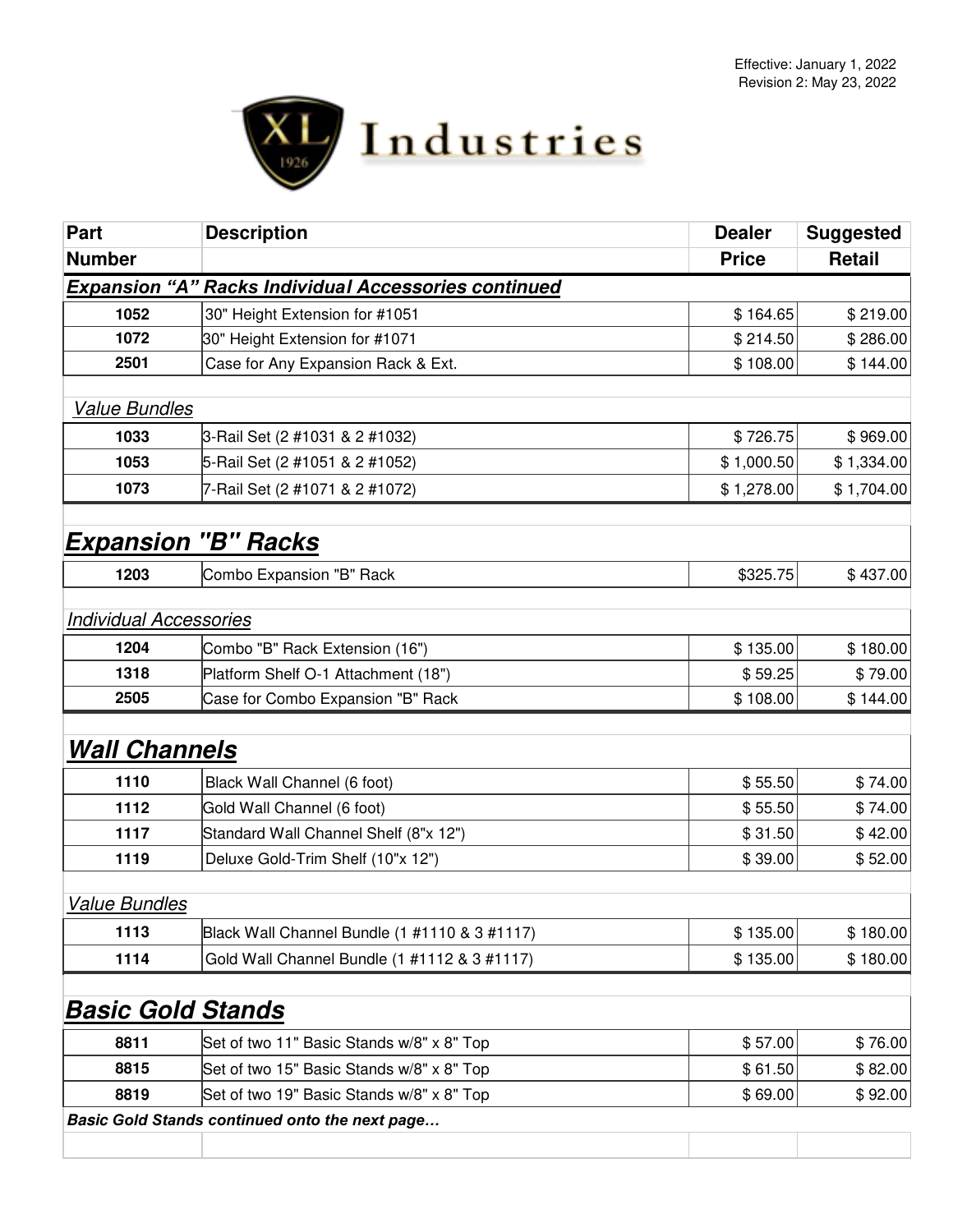Effective: January 1, 2022
Revision 2: May 23, 2022

XL Industries

| Part Number | Description | Dealer Price | Suggested Retail |
|---|---|---|---|
| ***Expansion "A" Racks Individual Accessories continued*** | | | |
| 1052 | 30" Height Extension for #1051 | $ 164.65 | $ 219.00 |
| 1072 | 30" Height Extension for #1071 | $ 214.50 | $ 286.00 |
| 2501 | Case for Any Expansion Rack & Ext. | $ 108.00 | $ 144.00 |
| *Value Bundles* | | | |
| 1033 | 3-Rail Set (2 #1031 & 2 #1032) | $ 726.75 | $ 969.00 |
| 1053 | 5-Rail Set (2 #1051 & 2 #1052) | $ 1,000.50 | $ 1,334.00 |
| 1073 | 7-Rail Set (2 #1071 & 2 #1072) | $ 1,278.00 | $ 1,704.00 |
| ***Expansion "B" Racks*** | | | |
| 1203 | Combo Expansion "B" Rack | $325.75 | $ 437.00 |
| *Individual Accessories* | | | |
| 1204 | Combo "B" Rack Extension (16") | $ 135.00 | $ 180.00 |
| 1318 | Platform Shelf O-1 Attachment (18") | $ 59.25 | $ 79.00 |
| 2505 | Case for Combo Expansion "B" Rack | $ 108.00 | $ 144.00 |
| ***Wall Channels*** | | | |
| 1110 | Black Wall Channel (6 foot) | $ 55.50 | $ 74.00 |
| 1112 | Gold Wall Channel (6 foot) | $ 55.50 | $ 74.00 |
| 1117 | Standard Wall Channel Shelf (8"x 12") | $ 31.50 | $ 42.00 |
| 1119 | Deluxe Gold-Trim Shelf (10"x 12") | $ 39.00 | $ 52.00 |
| *Value Bundles* | | | |
| 1113 | Black Wall Channel Bundle (1 #1110 & 3 #1117) | $ 135.00 | $ 180.00 |
| 1114 | Gold Wall Channel Bundle (1 #1112 & 3 #1117) | $ 135.00 | $ 180.00 |
| ***Basic Gold Stands*** | | | |
| 8811 | Set of two 11" Basic Stands w/8" x 8" Top | $ 57.00 | $ 76.00 |
| 8815 | Set of two 15" Basic Stands w/8" x 8" Top | $ 61.50 | $ 82.00 |
| 8819 | Set of two 19" Basic Stands w/8" x 8" Top | $ 69.00 | $ 92.00 |

***Basic Gold Stands continued onto the next page…***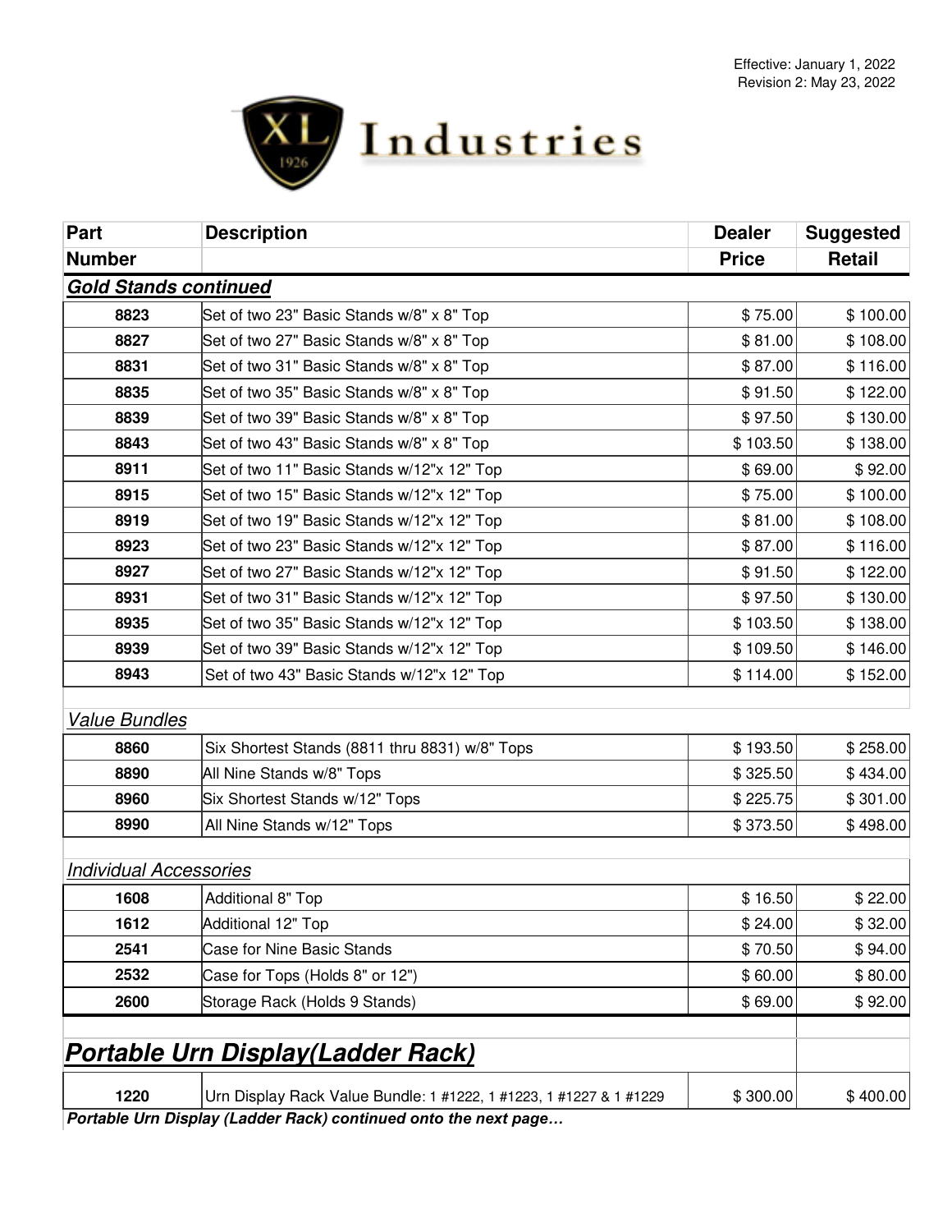Effective: January 1, 2022
Revision 2: May 23, 2022

XL Industries

| Part Number | Description | Dealer Price | Suggested Retail |
|---|---|---|---|
| ***Gold Stands continued*** | | | |
| 8823 | Set of two 23" Basic Stands w/8" x 8" Top | $ 75.00 | $ 100.00 |
| 8827 | Set of two 27" Basic Stands w/8" x 8" Top | $ 81.00 | $ 108.00 |
| 8831 | Set of two 31" Basic Stands w/8" x 8" Top | $ 87.00 | $ 116.00 |
| 8835 | Set of two 35" Basic Stands w/8" x 8" Top | $ 91.50 | $ 122.00 |
| 8839 | Set of two 39" Basic Stands w/8" x 8" Top | $ 97.50 | $ 130.00 |
| 8843 | Set of two 43" Basic Stands w/8" x 8" Top | $ 103.50 | $ 138.00 |
| 8911 | Set of two 11" Basic Stands w/12"x 12" Top | $ 69.00 | $ 92.00 |
| 8915 | Set of two 15" Basic Stands w/12"x 12" Top | $ 75.00 | $ 100.00 |
| 8919 | Set of two 19" Basic Stands w/12"x 12" Top | $ 81.00 | $ 108.00 |
| 8923 | Set of two 23" Basic Stands w/12"x 12" Top | $ 87.00 | $ 116.00 |
| 8927 | Set of two 27" Basic Stands w/12"x 12" Top | $ 91.50 | $ 122.00 |
| 8931 | Set of two 31" Basic Stands w/12"x 12" Top | $ 97.50 | $ 130.00 |
| 8935 | Set of two 35" Basic Stands w/12"x 12" Top | $ 103.50 | $ 138.00 |
| 8939 | Set of two 39" Basic Stands w/12"x 12" Top | $ 109.50 | $ 146.00 |
| 8943 | Set of two 43" Basic Stands w/12"x 12" Top | $ 114.00 | $ 152.00 |
| *Value Bundles* | | | |
| 8860 | Six Shortest Stands (8811 thru 8831) w/8" Tops | $ 193.50 | $ 258.00 |
| 8890 | All Nine Stands w/8" Tops | $ 325.50 | $ 434.00 |
| 8960 | Six Shortest Stands w/12" Tops | $ 225.75 | $ 301.00 |
| 8990 | All Nine Stands w/12" Tops | $ 373.50 | $ 498.00 |
| *Individual Accessories* | | | |
| 1608 | Additional 8" Top | $ 16.50 | $ 22.00 |
| 1612 | Additional 12" Top | $ 24.00 | $ 32.00 |
| 2541 | Case for Nine Basic Stands | $ 70.50 | $ 94.00 |
| 2532 | Case for Tops (Holds 8" or 12") | $ 60.00 | $ 80.00 |
| 2600 | Storage Rack (Holds 9 Stands) | $ 69.00 | $ 92.00 |

## ***Portable Urn Display(Ladder Rack)***

| Part Number | Description | Dealer Price | Suggested Retail |
|---|---|---|---|
| 1220 | Urn Display Rack Value Bundle: 1 #1222, 1 #1223, 1 #1227 & 1 #1229 | $ 300.00 | $ 400.00 |

***Portable Urn Display (Ladder Rack) continued onto the next page…***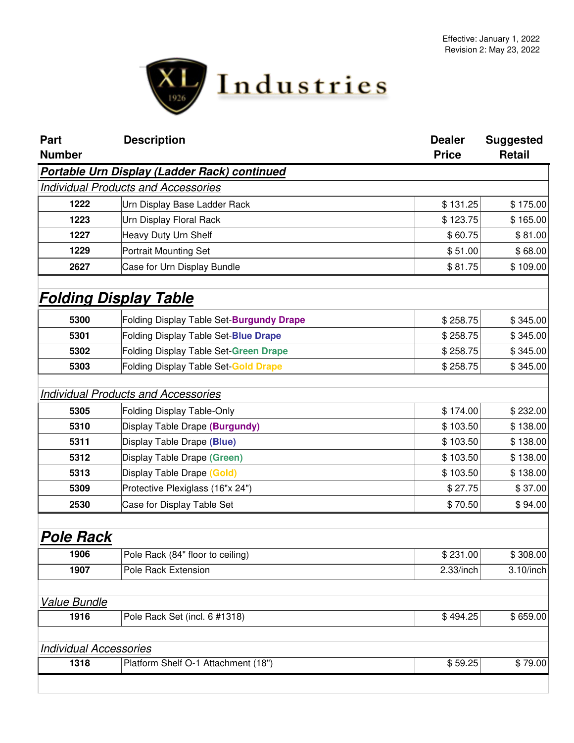Effective: January 1, 2022
Revision 2: May 23, 2022

XL 1926 Industries

| Part Number | Description | Dealer Price | Suggested Retail |
|---|---|---|---|
| ***Portable Urn Display (Ladder Rack) continued*** | | | |
| *Individual Products and Accessories* | | | |
| **1222** | Urn Display Base Ladder Rack | $ 131.25 | $ 175.00 |
| **1223** | Urn Display Floral Rack | $ 123.75 | $ 165.00 |
| **1227** | Heavy Duty Urn Shelf | $ 60.75 | $ 81.00 |
| **1229** | Portrait Mounting Set | $ 51.00 | $ 68.00 |
| **2627** | Case for Urn Display Bundle | $ 81.75 | $ 109.00 |
| ***Folding Display Table*** | | | |
| **5300** | Folding Display Table Set-**Burgundy Drape** | $ 258.75 | $ 345.00 |
| **5301** | Folding Display Table Set-**Blue Drape** | $ 258.75 | $ 345.00 |
| **5302** | Folding Display Table Set-**Green Drape** | $ 258.75 | $ 345.00 |
| **5303** | Folding Display Table Set-**Gold Drape** | $ 258.75 | $ 345.00 |
| *Individual Products and Accessories* | | | |
| **5305** | Folding Display Table-Only | $ 174.00 | $ 232.00 |
| **5310** | Display Table Drape **(Burgundy)** | $ 103.50 | $ 138.00 |
| **5311** | Display Table Drape **(Blue)** | $ 103.50 | $ 138.00 |
| **5312** | Display Table Drape **(Green)** | $ 103.50 | $ 138.00 |
| **5313** | Display Table Drape **(Gold)** | $ 103.50 | $ 138.00 |
| **5309** | Protective Plexiglass (16"x 24") | $ 27.75 | $ 37.00 |
| **2530** | Case for Display Table Set | $ 70.50 | $ 94.00 |
| ***Pole Rack*** | | | |
| **1906** | Pole Rack (84" floor to ceiling) | $ 231.00 | $ 308.00 |
| **1907** | Pole Rack Extension | 2.33/inch | 3.10/inch |
| *Value Bundle* | | | |
| **1916** | Pole Rack Set (incl. 6 #1318) | $ 494.25 | $ 659.00 |
| *Individual Accessories* | | | |
| **1318** | Platform Shelf O-1 Attachment (18") | $ 59.25 | $ 79.00 |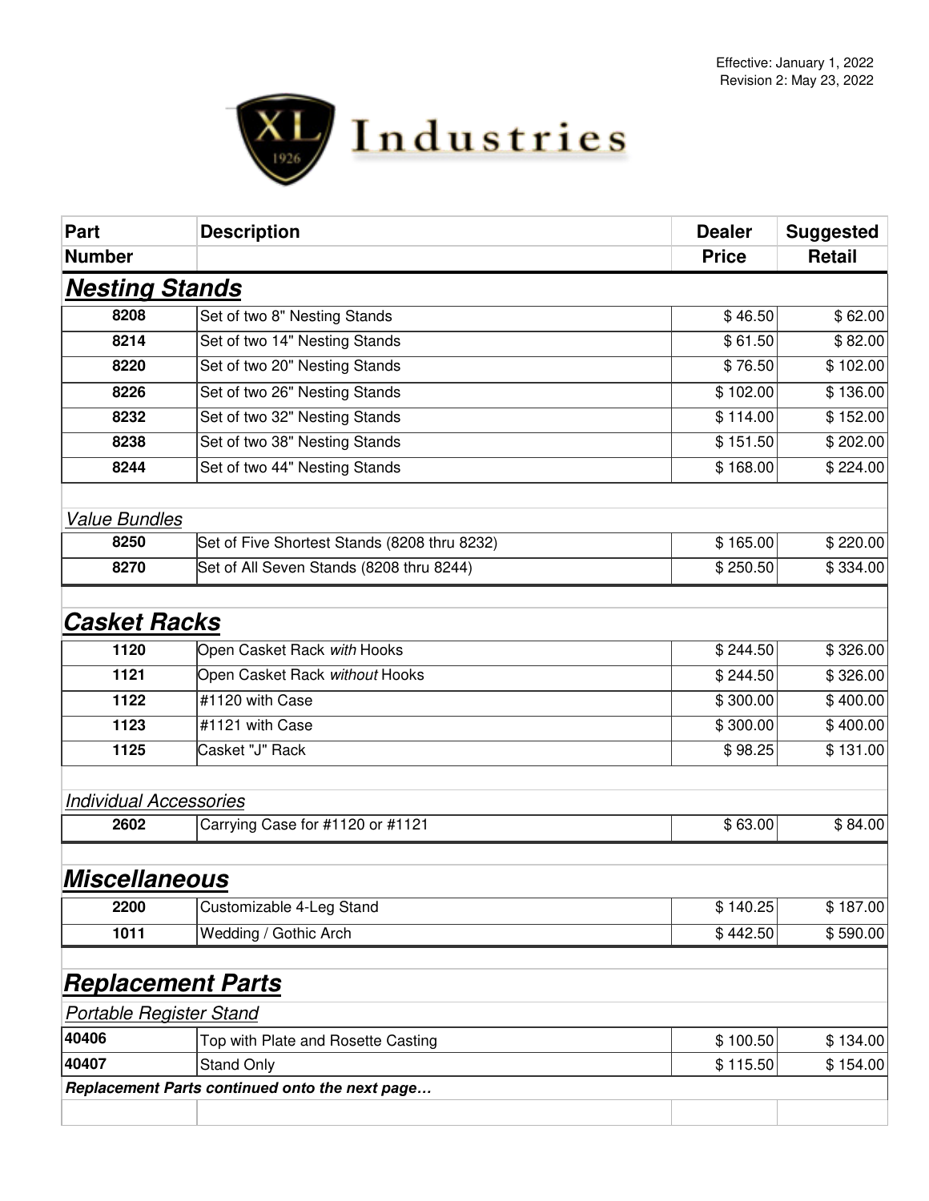Effective: January 1, 2022
Revision 2: May 23, 2022

XL Industries

| Part Number | Description | Dealer Price | Suggested Retail |
|---|---|---|---|
| ***Nesting Stands*** | | | |
| **8208** | Set of two 8" Nesting Stands | $ 46.50 | $ 62.00 |
| **8214** | Set of two 14" Nesting Stands | $ 61.50 | $ 82.00 |
| **8220** | Set of two 20" Nesting Stands | $ 76.50 | $ 102.00 |
| **8226** | Set of two 26" Nesting Stands | $ 102.00 | $ 136.00 |
| **8232** | Set of two 32" Nesting Stands | $ 114.00 | $ 152.00 |
| **8238** | Set of two 38" Nesting Stands | $ 151.50 | $ 202.00 |
| **8244** | Set of two 44" Nesting Stands | $ 168.00 | $ 224.00 |
| *Value Bundles* | | | |
| **8250** | Set of Five Shortest Stands (8208 thru 8232) | $ 165.00 | $ 220.00 |
| **8270** | Set of All Seven Stands (8208 thru 8244) | $ 250.50 | $ 334.00 |
| ***Casket Racks*** | | | |
| **1120** | Open Casket Rack *with* Hooks | $ 244.50 | $ 326.00 |
| **1121** | Open Casket Rack *without* Hooks | $ 244.50 | $ 326.00 |
| **1122** | #1120 with Case | $ 300.00 | $ 400.00 |
| **1123** | #1121 with Case | $ 300.00 | $ 400.00 |
| **1125** | Casket "J" Rack | $ 98.25 | $ 131.00 |
| *Individual Accessories* | | | |
| **2602** | Carrying Case for #1120 or #1121 | $ 63.00 | $ 84.00 |
| ***Miscellaneous*** | | | |
| **2200** | Customizable 4-Leg Stand | $ 140.25 | $ 187.00 |
| **1011** | Wedding / Gothic Arch | $ 442.50 | $ 590.00 |
| ***Replacement Parts*** | | | |
| *Portable Register Stand* | | | |
| **40406** | Top with Plate and Rosette Casting | $ 100.50 | $ 134.00 |
| **40407** | Stand Only | $ 115.50 | $ 154.00 |
| ***Replacement Parts continued onto the next page…*** | | | |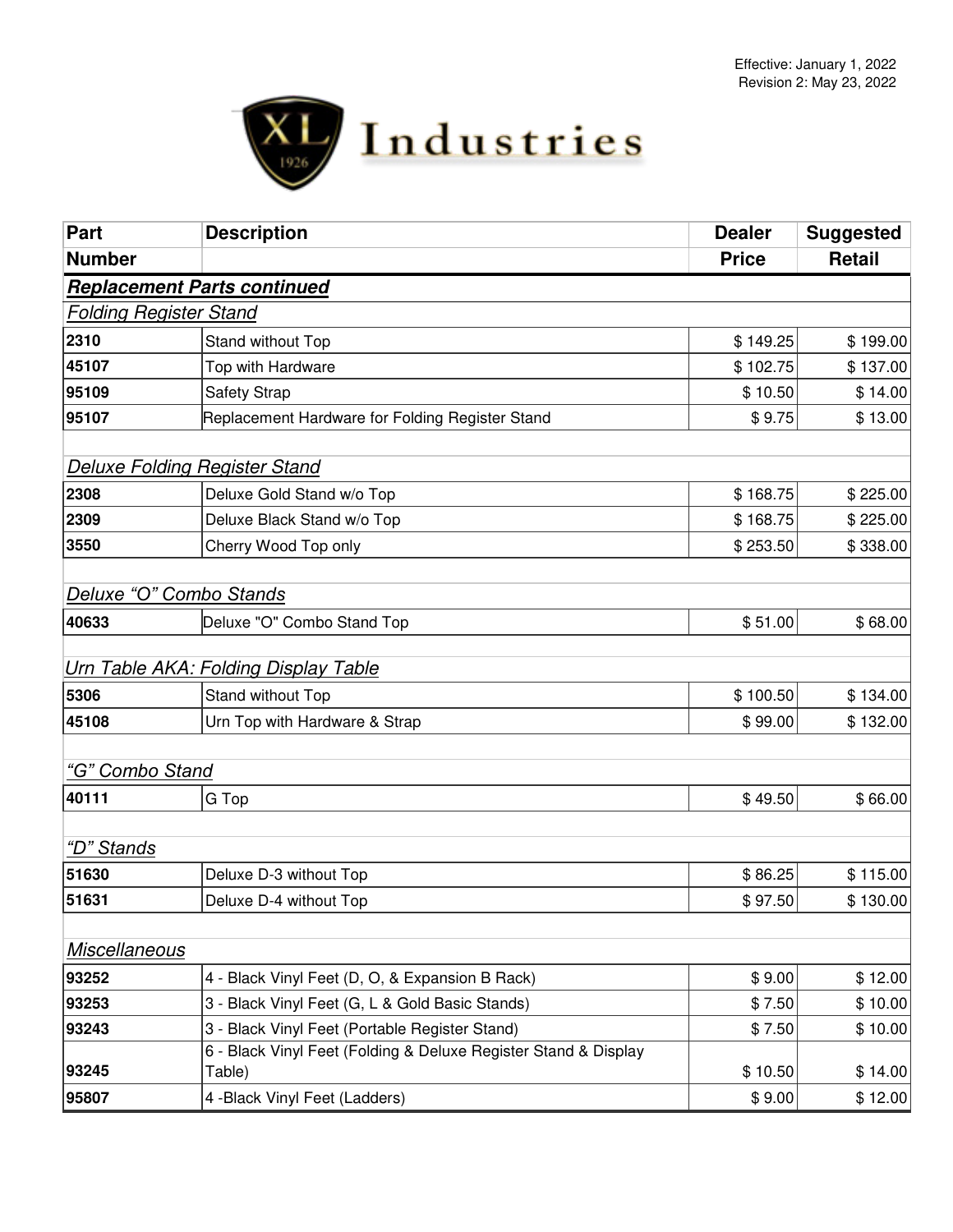Effective: January 1, 2022
Revision 2: May 23, 2022

XL 1926 Industries

| Part Number | Description | Dealer Price | Suggested Retail |
|---|---|---|---|
| ***Replacement Parts continued*** | | | |
| *Folding Register Stand* | | | |
| **2310** | Stand without Top | $ 149.25 | $ 199.00 |
| **45107** | Top with Hardware | $ 102.75 | $ 137.00 |
| **95109** | Safety Strap | $ 10.50 | $ 14.00 |
| **95107** | Replacement Hardware for Folding Register Stand | $ 9.75 | $ 13.00 |
| | | | |
| *Deluxe Folding Register Stand* | | | |
| **2308** | Deluxe Gold Stand w/o Top | $ 168.75 | $ 225.00 |
| **2309** | Deluxe Black Stand w/o Top | $ 168.75 | $ 225.00 |
| **3550** | Cherry Wood Top only | $ 253.50 | $ 338.00 |
| | | | |
| *Deluxe "O" Combo Stands* | | | |
| **40633** | Deluxe "O" Combo Stand Top | $ 51.00 | $ 68.00 |
| | | | |
| *Urn Table AKA: Folding Display Table* | | | |
| **5306** | Stand without Top | $ 100.50 | $ 134.00 |
| **45108** | Urn Top with Hardware & Strap | $ 99.00 | $ 132.00 |
| | | | |
| *"G" Combo Stand* | | | |
| **40111** | G Top | $ 49.50 | $ 66.00 |
| | | | |
| *"D" Stands* | | | |
| **51630** | Deluxe D-3 without Top | $ 86.25 | $ 115.00 |
| **51631** | Deluxe D-4 without Top | $ 97.50 | $ 130.00 |
| | | | |
| *Miscellaneous* | | | |
| **93252** | 4 - Black Vinyl Feet (D, O, & Expansion B Rack) | $ 9.00 | $ 12.00 |
| **93253** | 3 - Black Vinyl Feet (G, L & Gold Basic Stands) | $ 7.50 | $ 10.00 |
| **93243** | 3 - Black Vinyl Feet (Portable Register Stand) | $ 7.50 | $ 10.00 |
| **93245** | 6 - Black Vinyl Feet (Folding & Deluxe Register Stand & Display Table) | $ 10.50 | $ 14.00 |
| **95807** | 4 -Black Vinyl Feet (Ladders) | $ 9.00 | $ 12.00 |